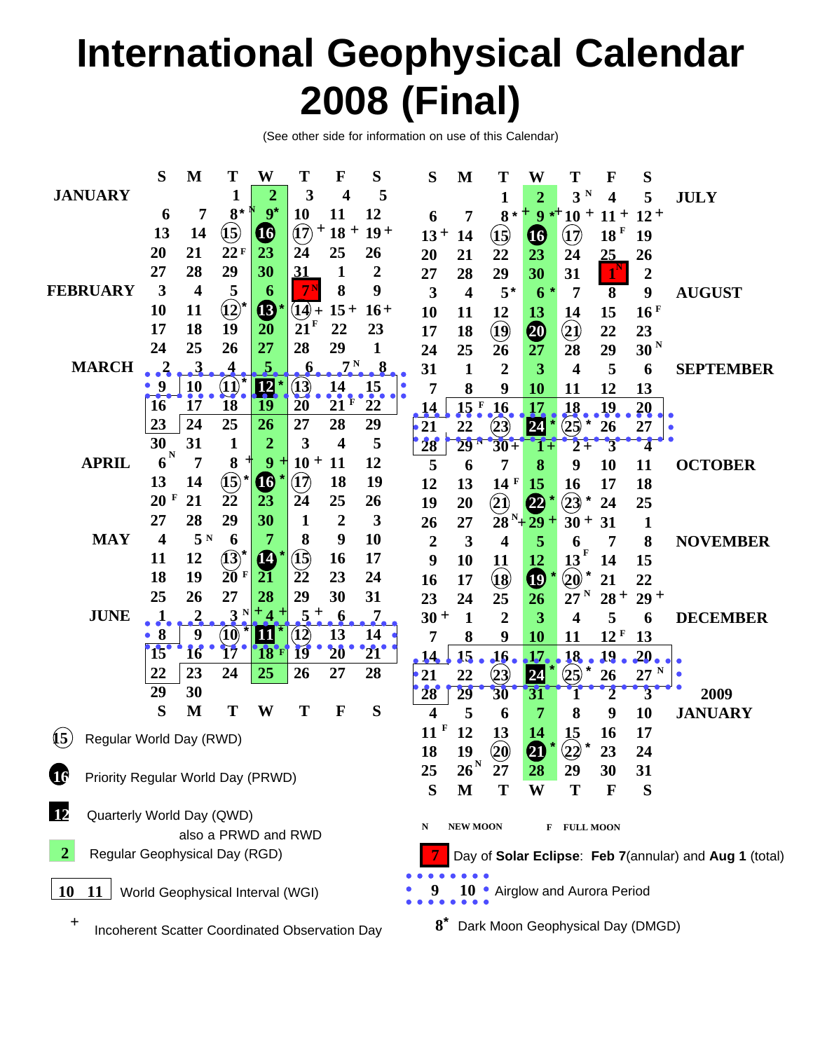# International Geophysical Calendar 2008 (Final)

(See other side for information on use of this Calendar)

| | S | M | T | W | T | F | S |
|---|---|---|---|---|---|---|---|
| JANUARY | | | 1 | 2 | 3 | 4 | 5 |
| | 6 | 7 | 8* N | 9* | 10 | 11 | 12 |
| | 13 | 14 | (15) | (16) | (17) + | 18 + | 19 + |
| | 20 | 21 | 22 F | 23 | 24 | 25 | 26 |
| | 27 | 28 | 29 | 30 | 31 | 1 | 2 |
| FEBRUARY | 3 | 4 | 5 | 6 | 7 N | 8 | 9 |
| | 10 | 11 | (12)* | (13)* | (14) + | 15 + | 16 + |
| | 17 | 18 | 19 | 20 | 21 F | 22 | 23 |
| | 24 | 25 | 26 | 27 | 28 | 29 | 1 |
| MARCH | 2 | 3 | 4 | 5 | 6 | 7 N | 8 |
| | 9 | 10 | (11)* | 12* | (13) | 14 | 15 |
| | 16 | 17 | 18 | 19 | 20 | 21 F | 22 |
| | 23 | 24 | 25 | 26 | 27 | 28 | 29 |
| | 30 | 31 | 1 | 2 | 3 | 4 | 5 |
| APRIL | 6 N | 7 | 8 + | 9 + | 10 + | 11 | 12 |
| | 13 | 14 | (15)* | (16)* | (17) | 18 | 19 |
| | 20 F | 21 | 22 | 23 | 24 | 25 | 26 |
| | 27 | 28 | 29 | 30 | 1 | 2 | 3 |
| MAY | 4 | 5 N | 6 | 7 | 8 | 9 | 10 |
| | 11 | 12 | (13)* | (14)* | (15) | 16 | 17 |
| | 18 | 19 | 20 F | 21 | 22 | 23 | 24 |
| | 25 | 26 | 27 | 28 | 29 | 30 | 31 |
| JUNE | 1 | 2 | 3 N + | 4 + | 5 + | 6 | 7 |
| | 8 | 9 | (10)* | 11* | (12) | 13 | 14 |
| | 15 | 16 | 17 | 18 F | 19 | 20 | 21 |
| | 22 | 23 | 24 | 25 | 26 | 27 | 28 |
| | 29 | 30 | | | | | |

| | S | M | T | W | T | F | S |
|---|---|---|---|---|---|---|---|
| JULY | | | 1 | 2 | 3 N | 4 | 5 |
| | 6 | 7 | 8* + | 9* + | 10 + | 11 + | 12 + |
| | 13 + | 14 | (15) | (16) | (17) | 18 F | 19 |
| | 20 | 21 | 22 | 23 | 24 | 25 | 26 |
| | 27 | 28 | 29 | 30 | 31 | 1 N | 2 |
| AUGUST | 3 | 4 | 5* | 6* | 7 | 8 | 9 |
| | 10 | 11 | 12 | 13 | 14 | 15 | 16 F |
| | 17 | 18 | (19) | (20) | (21) | 22 | 23 |
| | 24 | 25 | 26 | 27 | 28 | 29 | 30 N |
| SEPTEMBER | 31 | 1 | 2 | 3 | 4 | 5 | 6 |
| | 7 | 8 | 9 | 10 | 11 | 12 | 13 |
| | 14 | 15 F | 16 | 17 | 18 | 19 | 20 |
| | 21 | 22 | (23) | 24* | (25)* | 26 | 27 |
| | 28 | 29 N | 30 + | 1 + | 2 + | 3 | 4 |
| OCTOBER | 5 | 6 | 7 | 8 | 9 | 10 | 11 |
| | 12 | 13 | 14 F | 15 | 16 | 17 | 18 |
| | 19 | 20 | (21) | (22)* | (23)* | 24 | 25 |
| | 26 | 27 | 28 N + | 29 + | 30 + | 31 | 1 |
| NOVEMBER | 2 | 3 | 4 | 5 | 6 | 7 | 8 |
| | 9 | 10 | 11 | 12 | 13 F | 14 | 15 |
| | 16 | 17 | (18) | (19)* | (20)* | 21 | 22 |
| | 23 | 24 | 25 | 26 | 27 N | 28 + | 29 + |
| DECEMBER | 30 + | 1 | 2 | 3 | 4 | 5 | 6 |
| | 7 | 8 | 9 | 10 | 11 | 12 F | 13 |
| | 14 | 15 | 16 | 17 | 18 | 19 | 20 |
| | 21 | 22 | (23) | 24* | (25)* | 26 | 27 N |
| | 28 | 29 | 30 | 31 | 1 | 2 | 3 |
| 2009 JANUARY | 4 | 5 | 6 | 7 | 8 | 9 | 10 |
| | 11 F | 12 | 13 | 14 | 15 | 16 | 17 |
| | 18 | 19 | (20) | (21)* | (22)* | 23 | 24 |
| | 25 | 26 N | 27 | 28 | 29 | 30 | 31 |

(15) Regular World Day (RWD)

(16) Priority Regular World Day (PRWD)

12 Quarterly World Day (QWD) also a PRWD and RWD

2 Regular Geophysical Day (RGD)

10 11 World Geophysical Interval (WGI)

\+ Incoherent Scatter Coordinated Observation Day

N NEW MOON F FULL MOON

7 Day of **Solar Eclipse**: **Feb 7**(annular) and **Aug 1** (total)

9 10 Airglow and Aurora Period

8* Dark Moon Geophysical Day (DMGD)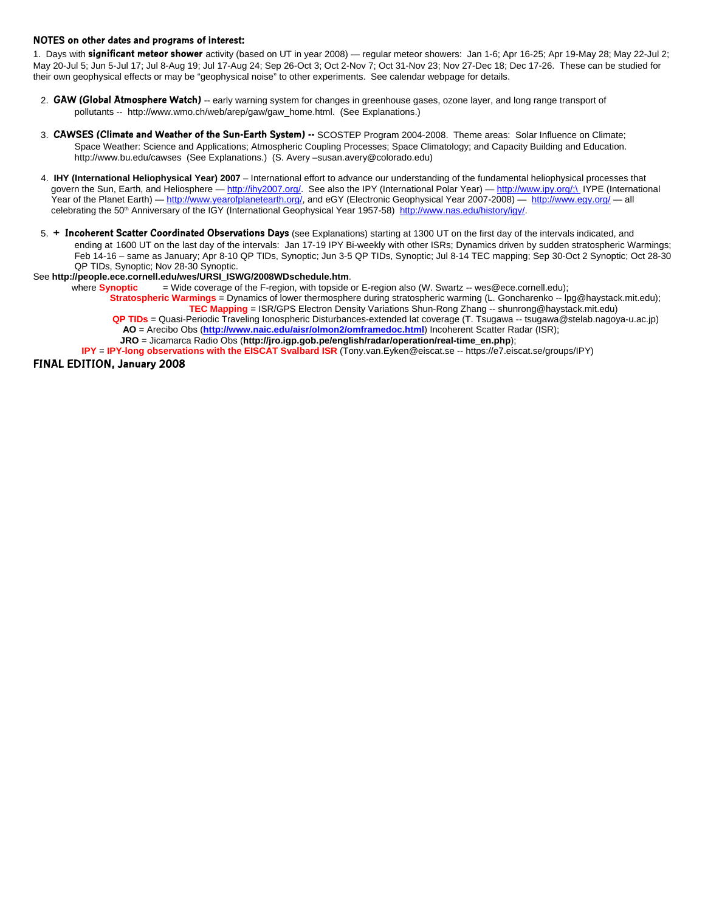**NOTES on other dates and programs of interest:**

1. Days with **significant meteor shower** activity (based on UT in year 2008) — regular meteor showers: Jan 1-6; Apr 16-25; Apr 19-May 28; May 22-Jul 2; May 20-Jul 5; Jun 5-Jul 17; Jul 8-Aug 19; Jul 17-Aug 24; Sep 26-Oct 3; Oct 2-Nov 7; Oct 31-Nov 23; Nov 27-Dec 18; Dec 17-26. These can be studied for their own geophysical effects or may be "geophysical noise" to other experiments. See calendar webpage for details.

2. **GAW (Global Atmosphere Watch)** -- early warning system for changes in greenhouse gases, ozone layer, and long range transport of pollutants -- http://www.wmo.ch/web/arep/gaw/gaw_home.html. (See Explanations.)

3. **CAWSES (Climate and Weather of the Sun-Earth System) --** SCOSTEP Program 2004-2008. Theme areas: Solar Influence on Climate; Space Weather: Science and Applications; Atmospheric Coupling Processes; Space Climatology; and Capacity Building and Education. http://www.bu.edu/cawses (See Explanations.) (S. Avery –susan.avery@colorado.edu)

4. **IHY (International Heliophysical Year) 2007** – International effort to advance our understanding of the fundamental heliophysical processes that govern the Sun, Earth, and Heliosphere — http://ihy2007.org/. See also the IPY (International Polar Year) — http://www.ipy.org/;\ IYPE (International Year of the Planet Earth) — http://www.yearofplanetearth.org/, and eGY (Electronic Geophysical Year 2007-2008) — http://www.egy.org/ — all celebrating the 50th Anniversary of the IGY (International Geophysical Year 1957-58) http://www.nas.edu/history/igy/.

5. **+ Incoherent Scatter Coordinated Observations Days** (see Explanations) starting at 1300 UT on the first day of the intervals indicated, and ending at 1600 UT on the last day of the intervals: Jan 17-19 IPY Bi-weekly with other ISRs; Dynamics driven by sudden stratospheric Warmings; Feb 14-16 – same as January; Apr 8-10 QP TIDs, Synoptic; Jun 3-5 QP TIDs, Synoptic; Jul 8-14 TEC mapping; Sep 30-Oct 2 Synoptic; Oct 28-30 QP TIDs, Synoptic; Nov 28-30 Synoptic.

See **http://people.ece.cornell.edu/wes/URSI_ISWG/2008WDschedule.htm**.

where **Synoptic** = Wide coverage of the F-region, with topside or E-region also (W. Swartz -- wes@ece.cornell.edu);
**Stratospheric Warmings** = Dynamics of lower thermosphere during stratospheric warming (L. Goncharenko -- lpg@haystack.mit.edu);
**TEC Mapping** = ISR/GPS Electron Density Variations Shun-Rong Zhang -- shunrong@haystack.mit.edu)
**QP TIDs** = Quasi-Periodic Traveling Ionospheric Disturbances-extended lat coverage (T. Tsugawa -- tsugawa@stelab.nagoya-u.ac.jp)
**AO** = Arecibo Obs (**http://www.naic.edu/aisr/olmon2/omframedoc.html**) Incoherent Scatter Radar (ISR);
**JRO** = Jicamarca Radio Obs (**http://jro.igp.gob.pe/english/radar/operation/real-time_en.php**);
**IPY** = **IPY-long observations with the EISCAT Svalbard ISR** (Tony.van.Eyken@eiscat.se -- https://e7.eiscat.se/groups/IPY)

**FINAL EDITION, January 2008**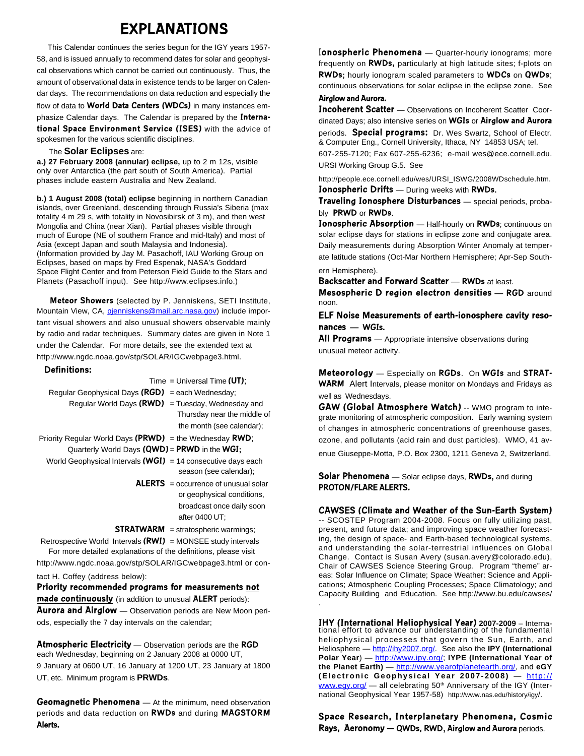# EXPLANATIONS

This Calendar continues the series begun for the IGY years 1957-58, and is issued annually to recommend dates for solar and geophysical observations which cannot be carried out continuously. Thus, the amount of observational data in existence tends to be larger on Calendar days. The recommendations on data reduction and especially the flow of data to **World Data Centers (WDCs)** in many instances emphasize Calendar days. The Calendar is prepared by the **International Space Environment Service (ISES)** with the advice of spokesmen for the various scientific disciplines.

The **Solar Eclipses** are:

**a.) 27 February 2008 (annular) eclipse,** up to 2 m 12s, visible only over Antarctica (the part south of South America). Partial phases include eastern Australia and New Zealand.

**b.) 1 August 2008 (total) eclipse** beginning in northern Canadian islands, over Greenland, descending through Russia's Siberia (max totality 4 m 29 s, with totality in Novosibirsk of 3 m), and then west Mongolia and China (near Xian). Partial phases visible through much of Europe (NE of southern France and mid-Italy) and most of Asia (except Japan and south Malaysia and Indonesia). (Information provided by Jay M. Pasachoff, IAU Working Group on Eclipses, based on maps by Fred Espenak, NASA's Goddard Space Flight Center and from Peterson Field Guide to the Stars and Planets (Pasachoff input). See http://www.eclipses.info.)

**Meteor Showers** (selected by P. Jenniskens, SETI Institute, Mountain View, CA, pjenniskens@mail.arc.nasa.gov) include important visual showers and also unusual showers observable mainly by radio and radar techniques. Summary dates are given in Note 1 under the Calendar. For more details, see the extended text at http://www.ngdc.noaa.gov/stp/SOLAR/IGCwebpage3.html.

**Definitions:**

Time = Universal Time **(UT)**;

Regular Geophysical Days **(RGD)** = each Wednesday;

Regular World Days **(RWD)** = Tuesday, Wednesday and Thursday near the middle of the month (see calendar);

Priority Regular World Days **(PRWD)** = the Wednesday **RWD**;

Quarterly World Days **(QWD)** = **PRWD** in the **WGI;**

World Geophysical Intervals **(WGI)** = 14 consecutive days each season (see calendar);

**ALERTS** = occurrence of unusual solar or geophysical conditions, broadcast once daily soon after 0400 UT;

**STRATWARM** = stratospheric warmings;

Retrospective World Intervals **(RWI)** = MONSEE study intervals

For more detailed explanations of the definitions, please visit http://www.ngdc.noaa.gov/stp/SOLAR/IGCwebpage3.html or contact H. Coffey (address below):

**Priority recommended programs for measurements not made continuously** (in addition to unusual **ALERT** periods):

**Aurora and Airglow** — Observation periods are New Moon periods, especially the 7 day intervals on the calendar;

**Atmospheric Electricity** — Observation periods are the **RGD** each Wednesday, beginning on 2 January 2008 at 0000 UT, 9 January at 0600 UT, 16 January at 1200 UT, 23 January at 1800 UT, etc. Minimum program is **PRWDs**.

**Geomagnetic Phenomena** — At the minimum, need observation periods and data reduction on **RWDs** and during **MAGSTORM Alerts.**

**Ionospheric Phenomena** — Quarter-hourly ionograms; more frequently on **RWDs,** particularly at high latitude sites; f-plots on **RWDs;** hourly ionogram scaled parameters to **WDCs** on **QWDs**; continuous observations for solar eclipse in the eclipse zone. See **Airglow and Aurora.**

**Incoherent Scatter —** Observations on Incoherent Scatter Coordinated Days; also intensive series on **WGIs** or **Airglow and Aurora** periods. **Special programs:** Dr. Wes Swartz, School of Electr. & Computer Eng., Cornell University, Ithaca, NY 14853 USA; tel. 607-255-7120; Fax 607-255-6236; e-mail wes@ece.cornell.edu. URSI Working Group G.5. See http://people.ece.cornell.edu/wes/URSI_ISWG/2008WDschedule.htm.

**Ionospheric Drifts** — During weeks with **RWDs.**

**Traveling Ionosphere Disturbances** — special periods, probably **PRWD** or **RWDs**.

**Ionospheric Absorption** — Half-hourly on **RWDs**; continuous on solar eclipse days for stations in eclipse zone and conjugate area. Daily measurements during Absorption Winter Anomaly at temperate latitude stations (Oct-Mar Northern Hemisphere; Apr-Sep Southern Hemisphere).

**Backscatter and Forward Scatter** — **RWDs** at least.

**Mesospheric D region electron densities** — **RGD** around noon.

**ELF Noise Measurements of earth-ionosphere cavity resonances — WGIs.**

**All Programs** — Appropriate intensive observations during unusual meteor activity.

**Meteorology** — Especially on **RGDs**. On **WGIs** and **STRATWARM** Alert Intervals, please monitor on Mondays and Fridays as well as Wednesdays.

**GAW (Global Atmosphere Watch)** -- WMO program to integrate monitoring of atmospheric composition. Early warning system of changes in atmospheric concentrations of greenhouse gases, ozone, and pollutants (acid rain and dust particles). WMO, 41 avenue Giuseppe-Motta, P.O. Box 2300, 1211 Geneva 2, Switzerland.

**Solar Phenomena** — Solar eclipse days, **RWDs,** and during **PROTON/FLARE ALERTS.**

**CAWSES (Climate and Weather of the Sun-Earth System)** -- SCOSTEP Program 2004-2008. Focus on fully utilizing past, present, and future data; and improving space weather forecasting, the design of space- and Earth-based technological systems, and understanding the solar-terrestrial influences on Global Change. Contact is Susan Avery (susan.avery@colorado.edu), Chair of CAWSES Science Steering Group. Program "theme" areas: Solar Influence on Climate; Space Weather: Science and Applications; Atmospheric Coupling Processes; Space Climatology; and Capacity Building and Education. See http://www.bu.edu/cawses/.

**IHY (International Heliophysical Year) 2007-2009** – International effort to advance our understanding of the fundamental heliophysical processes that govern the Sun, Earth, and Heliosphere — http://ihy2007.org/. See also the **IPY (International Polar Year**) — http://www.ipy.org/; **IYPE (International Year of the Planet Earth)** — http://www.yearofplanetearth.org/, and **eGY (Electronic Geophysical Year 2007-2008)** — http://www.egy.org/ — all celebrating 50th Anniversary of the IGY (International Geophysical Year 1957-58) http://www.nas.edu/history/igy/.

**Space Research, Interplanetary Phenomena, Cosmic Rays, Aeronomy — QWDs, RWD, Airglow and Aurora** periods.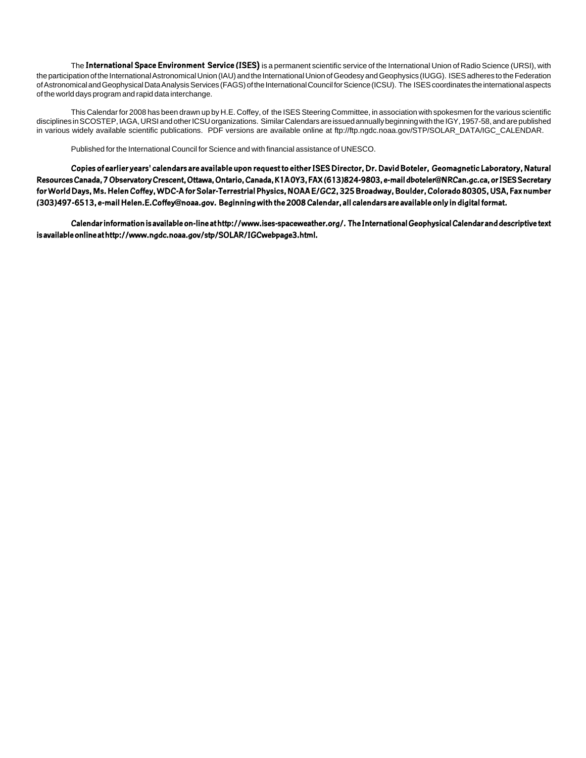The **International Space Environment Service (ISES)** is a permanent scientific service of the International Union of Radio Science (URSI), with the participation of the International Astronomical Union (IAU) and the International Union of Geodesy and Geophysics (IUGG). ISES adheres to the Federation of Astronomical and Geophysical Data Analysis Services (FAGS) of the International Council for Science (ICSU). The ISES coordinates the international aspects of the world days program and rapid data interchange.

This Calendar for 2008 has been drawn up by H.E. Coffey, of the ISES Steering Committee, in association with spokesmen for the various scientific disciplines in SCOSTEP, IAGA, URSI and other ICSU organizations. Similar Calendars are issued annually beginning with the IGY, 1957-58, and are published in various widely available scientific publications. PDF versions are available online at ftp://ftp.ngdc.noaa.gov/STP/SOLAR_DATA/IGC_CALENDAR.

Published for the International Council for Science and with financial assistance of UNESCO.

**Copies of earlier years' calendars are available upon request to either ISES Director, Dr. David Boteler, Geomagnetic Laboratory, Natural Resources Canada, 7 Observatory Crescent, Ottawa, Ontario, Canada, K1A 0Y3, FAX (613)824-9803, e-mail dboteler@NRCan.gc.ca, or ISES Secretary for World Days, Ms. Helen Coffey, WDC-A for Solar-Terrestrial Physics, NOAA E/GC2, 325 Broadway, Boulder, Colorado 80305, USA, Fax number (303)497-6513, e-mail Helen.E.Coffey@noaa.gov. Beginning with the 2008 Calendar, all calendars are available only in digital format.**

**Calendar information is available on-line at http://www.ises-spaceweather.org/. The International Geophysical Calendar and descriptive text is available online at http://www.ngdc.noaa.gov/stp/SOLAR/IGCwebpage3.html.**